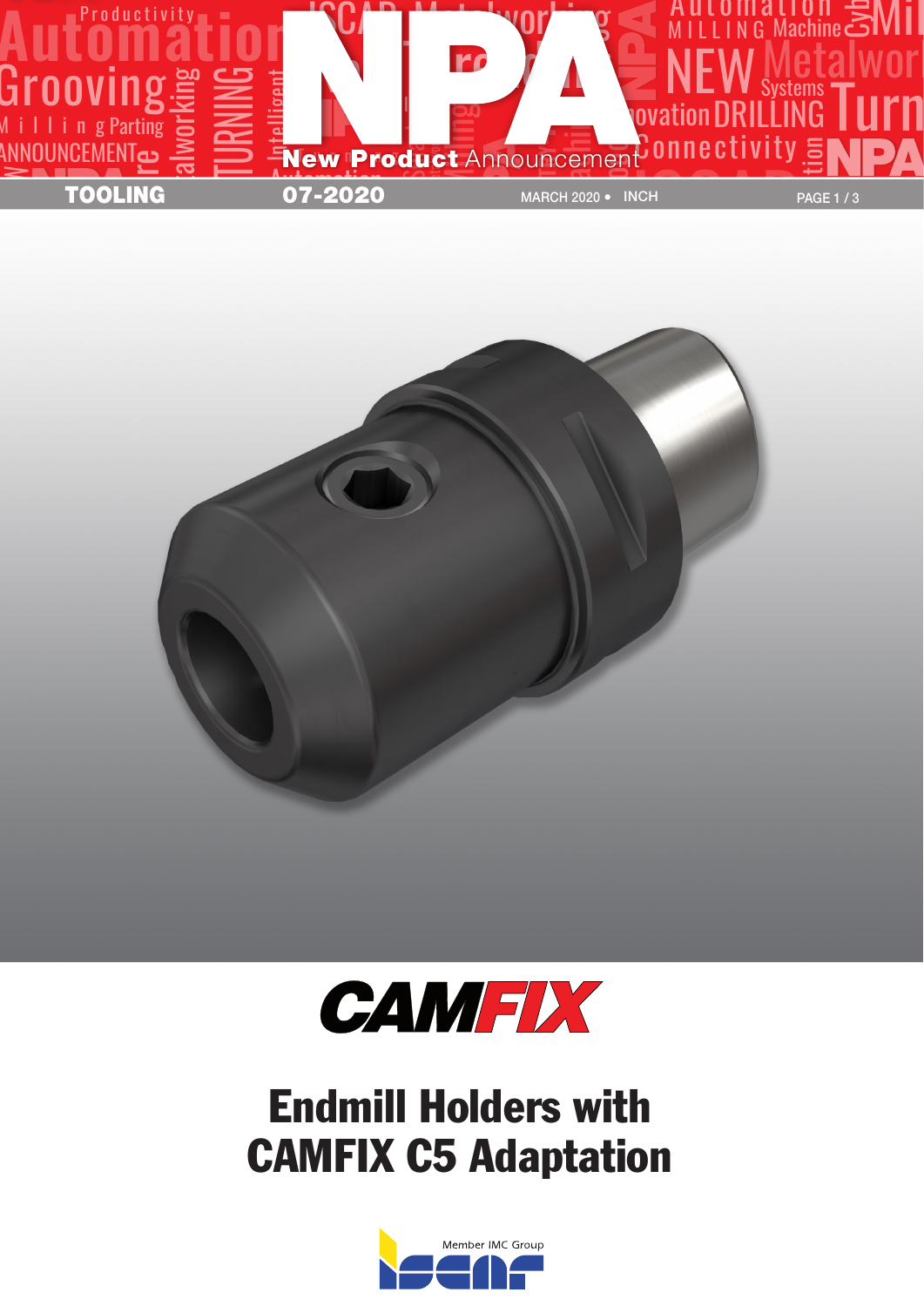**TOOLING** **07-2020** MARCH 2020 • INCH

# NPA

**New Product** Announcement

CAMFIX

# Endmill Holders with CAMFIX C5 Adaptation

Member IMC Group

ISCAR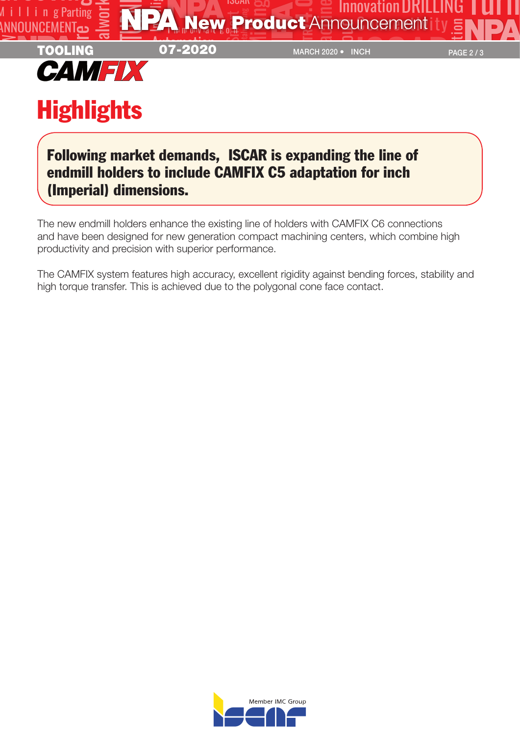# CAMFIX

## Highlights

**Following market demands, ISCAR is expanding the line of endmill holders to include CAMFIX C5 adaptation for inch (Imperial) dimensions.**

The new endmill holders enhance the existing line of holders with CAMFIX C6 connections and have been designed for new generation compact machining centers, which combine high productivity and precision with superior performance.

The CAMFIX system features high accuracy, excellent rigidity against bending forces, stability and high torque transfer. This is achieved due to the polygonal cone face contact.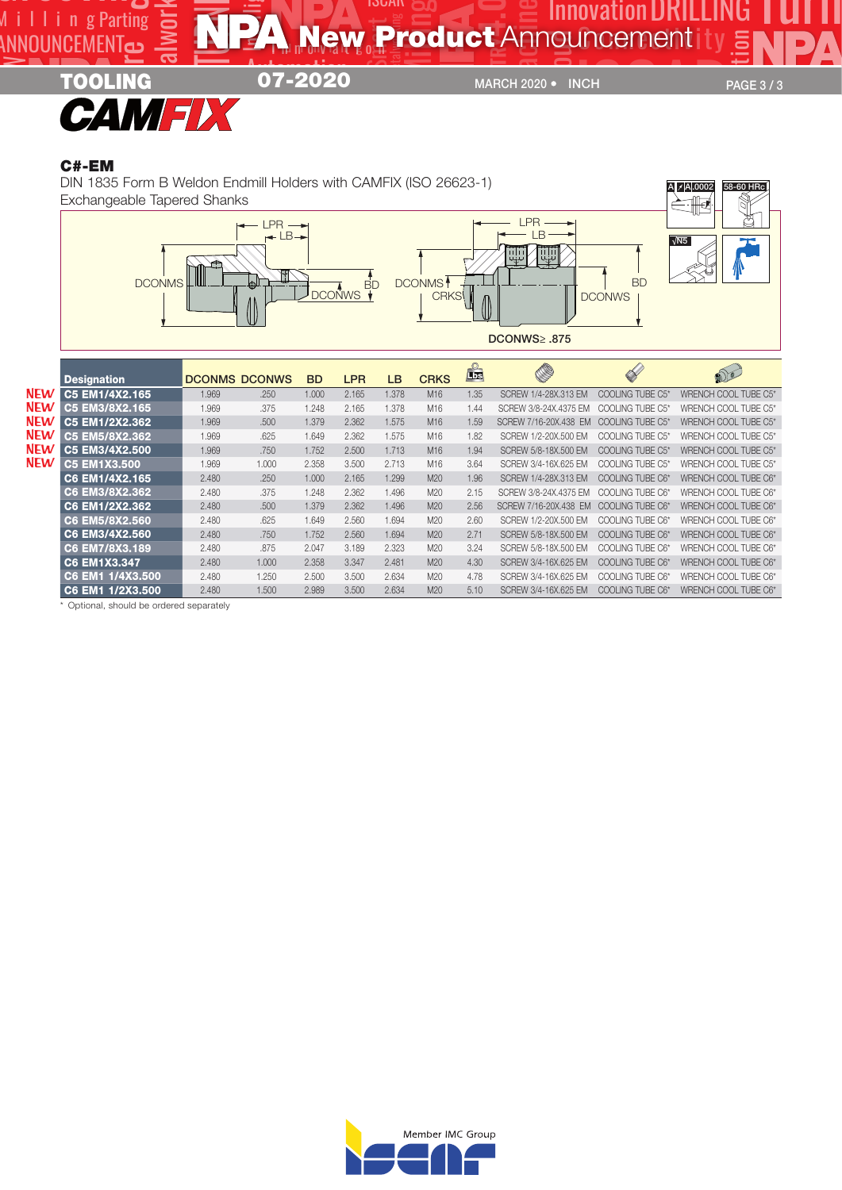TOOLING 07-2020

MARCH 2020 • INCH

# CAMFIX

## C#-EM

DIN 1835 Form B Weldon Endmill Holders with CAMFIX (ISO 26623-1) Exchangeable Tapered Shanks

DCONWS≥ .875

| | Designation | DCONMS | DCONWS | BD | LPR | LB | CRKS | Lbs | | | |
|---|---|---|---|---|---|---|---|---|---|---|---|
| NEW | C5 EM1/4X2.165 | 1.969 | .250 | 1.000 | 2.165 | 1.378 | M16 | 1.35 | SCREW 1/4-28X.313 EM | COOLING TUBE C5* | WRENCH COOL TUBE C5* |
| NEW | C5 EM3/8X2.165 | 1.969 | .375 | 1.248 | 2.165 | 1.378 | M16 | 1.44 | SCREW 3/8-24X.4375 EM | COOLING TUBE C5* | WRENCH COOL TUBE C5* |
| NEW | C5 EM1/2X2.362 | 1.969 | .500 | 1.379 | 2.362 | 1.575 | M16 | 1.59 | SCREW 7/16-20X.438 EM | COOLING TUBE C5* | WRENCH COOL TUBE C5* |
| NEW | C5 EM5/8X2.362 | 1.969 | .625 | 1.649 | 2.362 | 1.575 | M16 | 1.82 | SCREW 1/2-20X.500 EM | COOLING TUBE C5* | WRENCH COOL TUBE C5* |
| NEW | C5 EM3/4X2.500 | 1.969 | .750 | 1.752 | 2.500 | 1.713 | M16 | 1.94 | SCREW 5/8-18X.500 EM | COOLING TUBE C5* | WRENCH COOL TUBE C5* |
| NEW | C5 EM1X3.500 | 1.969 | 1.000 | 2.358 | 3.500 | 2.713 | M16 | 3.64 | SCREW 3/4-16X.625 EM | COOLING TUBE C5* | WRENCH COOL TUBE C5* |
| | C6 EM1/4X2.165 | 2.480 | .250 | 1.000 | 2.165 | 1.299 | M20 | 1.96 | SCREW 1/4-28X.313 EM | COOLING TUBE C6* | WRENCH COOL TUBE C6* |
| | C6 EM3/8X2.362 | 2.480 | .375 | 1.248 | 2.362 | 1.496 | M20 | 2.15 | SCREW 3/8-24X.4375 EM | COOLING TUBE C6* | WRENCH COOL TUBE C6* |
| | C6 EM1/2X2.362 | 2.480 | .500 | 1.379 | 2.362 | 1.496 | M20 | 2.56 | SCREW 7/16-20X.438 EM | COOLING TUBE C6* | WRENCH COOL TUBE C6* |
| | C6 EM5/8X2.560 | 2.480 | .625 | 1.649 | 2.560 | 1.694 | M20 | 2.60 | SCREW 1/2-20X.500 EM | COOLING TUBE C6* | WRENCH COOL TUBE C6* |
| | C6 EM3/4X2.560 | 2.480 | .750 | 1.752 | 2.560 | 1.694 | M20 | 2.71 | SCREW 5/8-18X.500 EM | COOLING TUBE C6* | WRENCH COOL TUBE C6* |
| | C6 EM7/8X3.189 | 2.480 | .875 | 2.047 | 3.189 | 2.323 | M20 | 3.24 | SCREW 5/8-18X.500 EM | COOLING TUBE C6* | WRENCH COOL TUBE C6* |
| | C6 EM1X3.347 | 2.480 | 1.000 | 2.358 | 3.347 | 2.481 | M20 | 4.30 | SCREW 3/4-16X.625 EM | COOLING TUBE C6* | WRENCH COOL TUBE C6* |
| | C6 EM1 1/4X3.500 | 2.480 | 1.250 | 2.500 | 3.500 | 2.634 | M20 | 4.78 | SCREW 3/4-16X.625 EM | COOLING TUBE C6* | WRENCH COOL TUBE C6* |
| | C6 EM1 1/2X3.500 | 2.480 | 1.500 | 2.989 | 3.500 | 2.634 | M20 | 5.10 | SCREW 3/4-16X.625 EM | COOLING TUBE C6* | WRENCH COOL TUBE C6* |

\* Optional, should be ordered separately